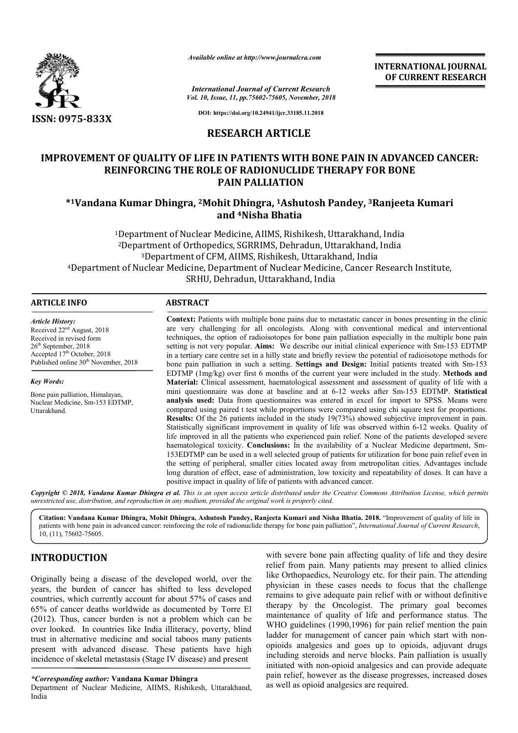ISSN: 0975-833X

*Available online at http://www.journalcra.com*

*International Journal of Current Research*
*Vol. 10, Issue, 11, pp.75602-75605, November, 2018*

DOI: https://doi.org/10.24941/ijcr.33185.11.2018

**INTERNATIONAL JOURNAL OF CURRENT RESEARCH**

## RESEARCH ARTICLE

# IMPROVEMENT OF QUALITY OF LIFE IN PATIENTS WITH BONE PAIN IN ADVANCED CANCER: REINFORCING THE ROLE OF RADIONUCLIDE THERAPY FOR BONE PAIN PALLIATION

**\*[1]Vandana Kumar Dhingra, [2]Mohit Dhingra, [1]Ashutosh Pandey, [3]Ranjeeta Kumari and [4]Nisha Bhatia**

[1]Department of Nuclear Medicine, AIIMS, Rishikesh, Uttarakhand, India
[2]Department of Orthopedics, SGRRIMS, Dehradun, Uttarakhand, India
[3]Department of CFM, AIIMS, Rishikesh, Uttarakhand, India
[4]Department of Nuclear Medicine, Department of Nuclear Medicine, Cancer Research Institute, SRHU, Dehradun, Uttarakhand, India

### ARTICLE INFO

*Article History:*
Received 22[nd] August, 2018
Received in revised form
26[th] September, 2018
Accepted 17[th] October, 2018
Published online 30[th] November, 2018

*Key Words:*
Bone pain palliation, Himalayan, Nuclear Medicine, Sm-153 EDTMP, Uttarakhand.

### ABSTRACT

**Context:** Patients with multiple bone pains due to metastatic cancer in bones presenting in the clinic are very challenging for all oncologists. Along with conventional medical and interventional techniques, the option of radioisotopes for bone pain palliation especially in the multiple bone pain setting is not very popular. **Aims:** We describe our initial clinical experience with Sm-153 EDTMP in a tertiary care centre set in a hilly state and briefly review the potential of radioisotope methods for bone pain palliation in such a setting. **Settings and Design:** Initial patients treated with Sm-153 EDTMP (1mg/kg) over first 6 months of the current year were included in the study. **Methods and Material:** Clinical assessment, haematological assessment and assessment of quality of life with a mini questionnaire was done at baseline and at 6-12 weeks after Sm-153 EDTMP. **Statistical analysis used:** Data from questionnaires was entered in excel for import to SPSS. Means were compared using paired t test while proportions were compared using chi square test for proportions. **Results:** Of the 26 patients included in the study 19(73%) showed subjective improvement in pain. Statistically significant improvement in quality of life was observed within 6-12 weeks. Quality of life improved in all the patients who experienced pain relief. None of the patients developed severe haematological toxicity. **Conclusions:** In the availability of a Nuclear Medicine department, Sm-153EDTMP can be used in a well selected group of patients for utilization for bone pain relief even in the setting of peripheral, smaller cities located away from metropolitan cities. Advantages include long duration of effect, ease of administration, low toxicity and repeatability of doses. It can have a positive impact in quality of life of patients with advanced cancer.

***Copyright © 2018, Vandana Kumar Dhingra et al.** This is an open access article distributed under the Creative Commons Attribution License, which permits unrestricted use, distribution, and reproduction in any medium, provided the original work is properly cited.*

**Citation: Vandana Kumar Dhingra, Mohit Dhingra, Ashutosh Pandey, Ranjeeta Kumari and Nisha Bhatia. 2018.** "Improvement of quality of life in patients with bone pain in advanced cancer: reinforcing the role of radionuclide therapy for bone pain palliation", *International Journal of Current Research*, 10, (11), 75602-75605.

## INTRODUCTION

Originally being a disease of the developed world, over the years, the burden of cancer has shifted to less developed countries, which currently account for about 57% of cases and 65% of cancer deaths worldwide as documented by Torre El (2012). Thus, cancer burden is not a problem which can be over looked. In countries like India illiteracy, poverty, blind trust in alternative medicine and social taboos many patients present with advanced disease. These patients have high incidence of skeletal metastasis (Stage IV disease) and present with severe bone pain affecting quality of life and they desire relief from pain. Many patients may present to allied clinics like Orthopaedics, Neurology etc. for their pain. The attending physician in these cases needs to focus that the challenge remains to give adequate pain relief with or without definitive therapy by the Oncologist. The primary goal becomes maintenance of quality of life and performance status. The WHO guidelines (1990,1996) for pain relief mention the pain ladder for management of cancer pain which start with non-opioids analgesics and goes up to opioids, adjuvant drugs including steroids and nerve blocks. Pain palliation is usually initiated with non-opioid analgesics and can provide adequate pain relief, however as the disease progresses, increased doses as well as opioid analgesics are required.

*\*Corresponding author:* **Vandana Kumar Dhingra**
Department of Nuclear Medicine, AIIMS, Rishikesh, Uttarakhand, India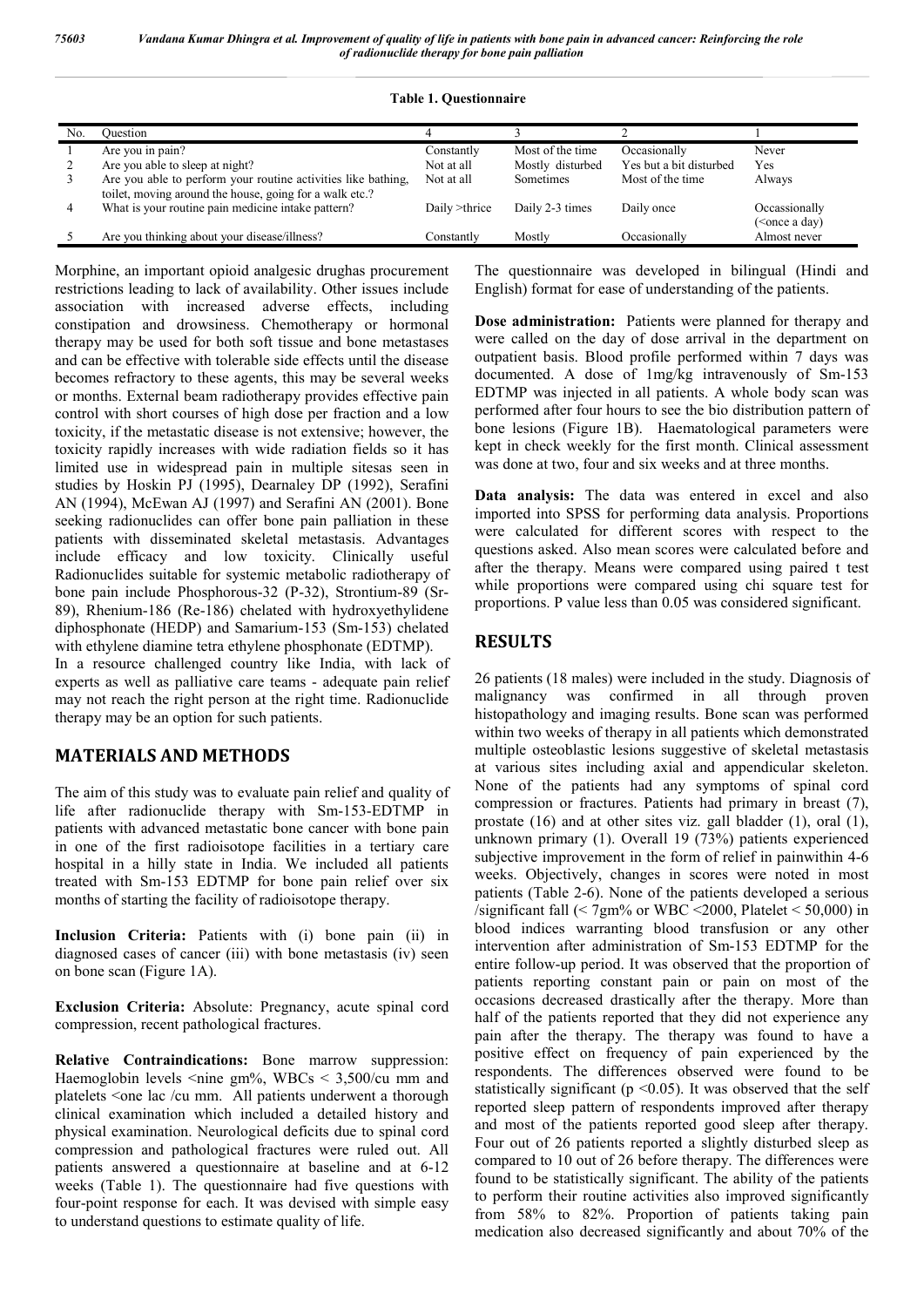**Table 1. Questionnaire**

| No. | Question | 4 | 3 | 2 | 1 |
|---|---|---|---|---|---|
| 1 | Are you in pain? | Constantly | Most of the time | Occasionally | Never |
| 2 | Are you able to sleep at night? | Not at all | Mostly disturbed | Yes but a bit disturbed | Yes |
| 3 | Are you able to perform your routine activities like bathing, toilet, moving around the house, going for a walk etc.? | Not at all | Sometimes | Most of the time | Always |
| 4 | What is your routine pain medicine intake pattern? | Daily >thrice | Daily 2-3 times | Daily once | Occassionally (<once a day) |
| 5 | Are you thinking about your disease/illness? | Constantly | Mostly | Occasionally | Almost never |

Morphine, an important opioid analgesic drughas procurement restrictions leading to lack of availability. Other issues include association with increased adverse effects, including constipation and drowsiness. Chemotherapy or hormonal therapy may be used for both soft tissue and bone metastases and can be effective with tolerable side effects until the disease becomes refractory to these agents, this may be several weeks or months. External beam radiotherapy provides effective pain control with short courses of high dose per fraction and a low toxicity, if the metastatic disease is not extensive; however, the toxicity rapidly increases with wide radiation fields so it has limited use in widespread pain in multiple sitesas seen in studies by Hoskin PJ (1995), Dearnaley DP (1992), Serafini AN (1994), McEwan AJ (1997) and Serafini AN (2001). Bone seeking radionuclides can offer bone pain palliation in these patients with disseminated skeletal metastasis. Advantages include efficacy and low toxicity. Clinically useful Radionuclides suitable for systemic metabolic radiotherapy of bone pain include Phosphorous-32 (P-32), Strontium-89 (Sr-89), Rhenium-186 (Re-186) chelated with hydroxyethylidene diphosphonate (HEDP) and Samarium-153 (Sm-153) chelated with ethylene diamine tetra ethylene phosphonate (EDTMP).

In a resource challenged country like India, with lack of experts as well as palliative care teams - adequate pain relief may not reach the right person at the right time. Radionuclide therapy may be an option for such patients.

## MATERIALS AND METHODS

The aim of this study was to evaluate pain relief and quality of life after radionuclide therapy with Sm-153-EDTMP in patients with advanced metastatic bone cancer with bone pain in one of the first radioisotope facilities in a tertiary care hospital in a hilly state in India. We included all patients treated with Sm-153 EDTMP for bone pain relief over six months of starting the facility of radioisotope therapy.

**Inclusion Criteria:** Patients with (i) bone pain (ii) in diagnosed cases of cancer (iii) with bone metastasis (iv) seen on bone scan (Figure 1A).

**Exclusion Criteria:** Absolute: Pregnancy, acute spinal cord compression, recent pathological fractures.

**Relative Contraindications:** Bone marrow suppression: Haemoglobin levels <nine gm%, WBCs < 3,500/cu mm and platelets <one lac /cu mm. All patients underwent a thorough clinical examination which included a detailed history and physical examination. Neurological deficits due to spinal cord compression and pathological fractures were ruled out. All patients answered a questionnaire at baseline and at 6-12 weeks (Table 1). The questionnaire had five questions with four-point response for each. It was devised with simple easy to understand questions to estimate quality of life.

The questionnaire was developed in bilingual (Hindi and English) format for ease of understanding of the patients.

**Dose administration:** Patients were planned for therapy and were called on the day of dose arrival in the department on outpatient basis. Blood profile performed within 7 days was documented. A dose of 1mg/kg intravenously of Sm-153 EDTMP was injected in all patients. A whole body scan was performed after four hours to see the bio distribution pattern of bone lesions (Figure 1B). Haematological parameters were kept in check weekly for the first month. Clinical assessment was done at two, four and six weeks and at three months.

**Data analysis:** The data was entered in excel and also imported into SPSS for performing data analysis. Proportions were calculated for different scores with respect to the questions asked. Also mean scores were calculated before and after the therapy. Means were compared using paired t test while proportions were compared using chi square test for proportions. P value less than 0.05 was considered significant.

## RESULTS

26 patients (18 males) were included in the study. Diagnosis of malignancy was confirmed in all through proven histopathology and imaging results. Bone scan was performed within two weeks of therapy in all patients which demonstrated multiple osteoblastic lesions suggestive of skeletal metastasis at various sites including axial and appendicular skeleton. None of the patients had any symptoms of spinal cord compression or fractures. Patients had primary in breast (7), prostate (16) and at other sites viz. gall bladder (1), oral (1), unknown primary (1). Overall 19 (73%) patients experienced subjective improvement in the form of relief in painwithin 4-6 weeks. Objectively, changes in scores were noted in most patients (Table 2-6). None of the patients developed a serious /significant fall (< 7gm% or WBC <2000, Platelet < 50,000) in blood indices warranting blood transfusion or any other intervention after administration of Sm-153 EDTMP for the entire follow-up period. It was observed that the proportion of patients reporting constant pain or pain on most of the occasions decreased drastically after the therapy. More than half of the patients reported that they did not experience any pain after the therapy. The therapy was found to have a positive effect on frequency of pain experienced by the respondents. The differences observed were found to be statistically significant ($p < 0.05$). It was observed that the self reported sleep pattern of respondents improved after therapy and most of the patients reported good sleep after therapy. Four out of 26 patients reported a slightly disturbed sleep as compared to 10 out of 26 before therapy. The differences were found to be statistically significant. The ability of the patients to perform their routine activities also improved significantly from 58% to 82%. Proportion of patients taking pain medication also decreased significantly and about 70% of the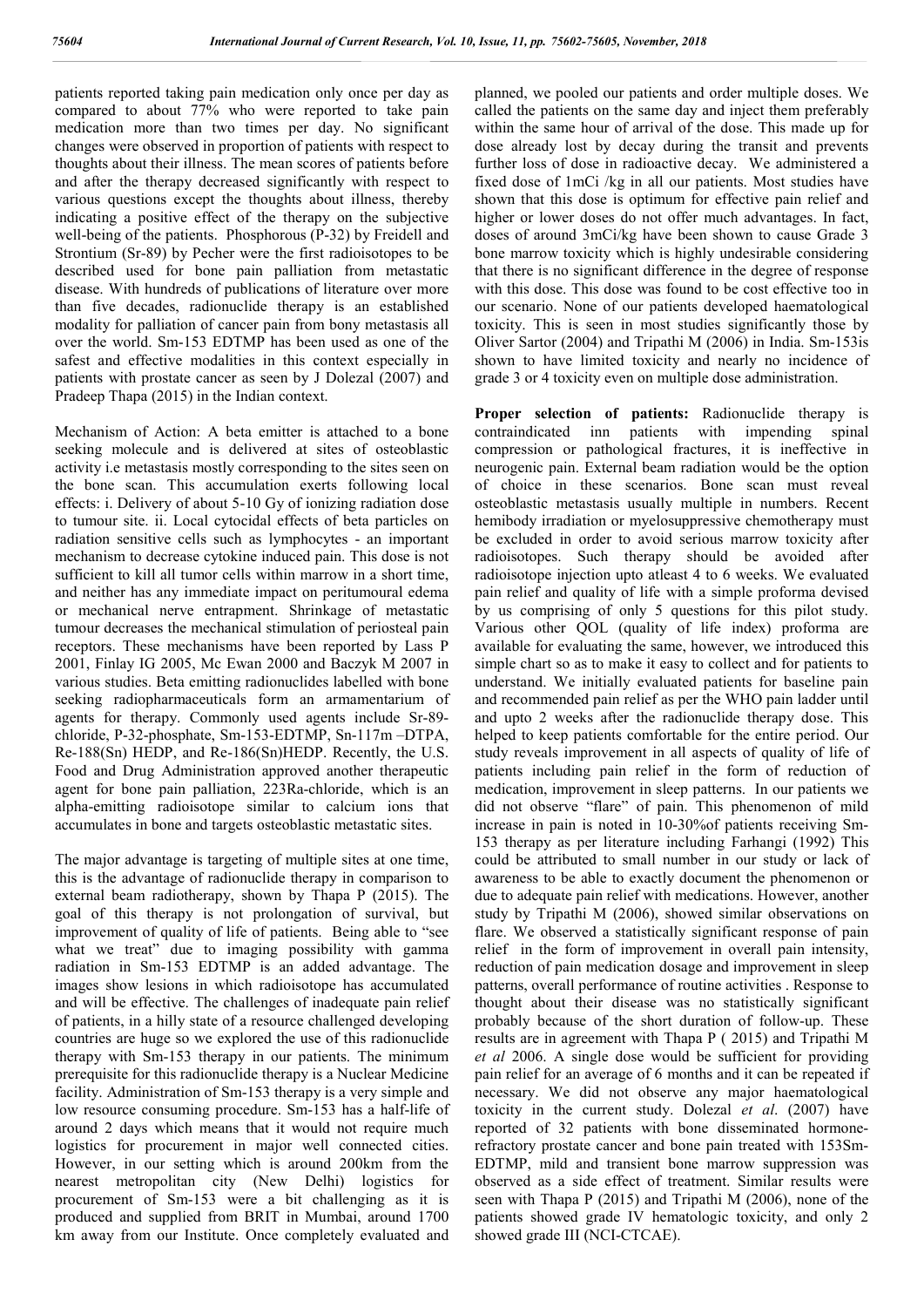patients reported taking pain medication only once per day as compared to about 77% who were reported to take pain medication more than two times per day. No significant changes were observed in proportion of patients with respect to thoughts about their illness. The mean scores of patients before and after the therapy decreased significantly with respect to various questions except the thoughts about illness, thereby indicating a positive effect of the therapy on the subjective well-being of the patients. Phosphorous (P-32) by Freidell and Strontium (Sr-89) by Pecher were the first radioisotopes to be described used for bone pain palliation from metastatic disease. With hundreds of publications of literature over more than five decades, radionuclide therapy is an established modality for palliation of cancer pain from bony metastasis all over the world. Sm-153 EDTMP has been used as one of the safest and effective modalities in this context especially in patients with prostate cancer as seen by J Dolezal (2007) and Pradeep Thapa (2015) in the Indian context.

Mechanism of Action: A beta emitter is attached to a bone seeking molecule and is delivered at sites of osteoblastic activity i.e metastasis mostly corresponding to the sites seen on the bone scan. This accumulation exerts following local effects: i. Delivery of about 5-10 Gy of ionizing radiation dose to tumour site. ii. Local cytocidal effects of beta particles on radiation sensitive cells such as lymphocytes - an important mechanism to decrease cytokine induced pain. This dose is not sufficient to kill all tumor cells within marrow in a short time, and neither has any immediate impact on peritumoural edema or mechanical nerve entrapment. Shrinkage of metastatic tumour decreases the mechanical stimulation of periosteal pain receptors. These mechanisms have been reported by Lass P 2001, Finlay IG 2005, Mc Ewan 2000 and Baczyk M 2007 in various studies. Beta emitting radionuclides labelled with bone seeking radiopharmaceuticals form an armamentarium of agents for therapy. Commonly used agents include Sr-89-chloride, P-32-phosphate, Sm-153-EDTMP, Sn-117m –DTPA, Re-188(Sn) HEDP, and Re-186(Sn)HEDP. Recently, the U.S. Food and Drug Administration approved another therapeutic agent for bone pain palliation, 223Ra-chloride, which is an alpha-emitting radioisotope similar to calcium ions that accumulates in bone and targets osteoblastic metastatic sites.

The major advantage is targeting of multiple sites at one time, this is the advantage of radionuclide therapy in comparison to external beam radiotherapy, shown by Thapa P (2015). The goal of this therapy is not prolongation of survival, but improvement of quality of life of patients. Being able to "see what we treat" due to imaging possibility with gamma radiation in Sm-153 EDTMP is an added advantage. The images show lesions in which radioisotope has accumulated and will be effective. The challenges of inadequate pain relief of patients, in a hilly state of a resource challenged developing countries are huge so we explored the use of this radionuclide therapy with Sm-153 therapy in our patients. The minimum prerequisite for this radionuclide therapy is a Nuclear Medicine facility. Administration of Sm-153 therapy is a very simple and low resource consuming procedure. Sm-153 has a half-life of around 2 days which means that it would not require much logistics for procurement in major well connected cities. However, in our setting which is around 200km from the nearest metropolitan city (New Delhi) logistics for procurement of Sm-153 were a bit challenging as it is produced and supplied from BRIT in Mumbai, around 1700 km away from our Institute. Once completely evaluated and planned, we pooled our patients and order multiple doses. We called the patients on the same day and inject them preferably within the same hour of arrival of the dose. This made up for dose already lost by decay during the transit and prevents further loss of dose in radioactive decay. We administered a fixed dose of 1mCi /kg in all our patients. Most studies have shown that this dose is optimum for effective pain relief and higher or lower doses do not offer much advantages. In fact, doses of around 3mCi/kg have been shown to cause Grade 3 bone marrow toxicity which is highly undesirable considering that there is no significant difference in the degree of response with this dose. This dose was found to be cost effective too in our scenario. None of our patients developed haematological toxicity. This is seen in most studies significantly those by Oliver Sartor (2004) and Tripathi M (2006) in India. Sm-153is shown to have limited toxicity and nearly no incidence of grade 3 or 4 toxicity even on multiple dose administration.

**Proper selection of patients:** Radionuclide therapy is contraindicated inn patients with impending spinal compression or pathological fractures, it is ineffective in neurogenic pain. External beam radiation would be the option of choice in these scenarios. Bone scan must reveal osteoblastic metastasis usually multiple in numbers. Recent hemibody irradiation or myelosuppressive chemotherapy must be excluded in order to avoid serious marrow toxicity after radioisotopes. Such therapy should be avoided after radioisotope injection upto atleast 4 to 6 weeks. We evaluated pain relief and quality of life with a simple proforma devised by us comprising of only 5 questions for this pilot study. Various other QOL (quality of life index) proforma are available for evaluating the same, however, we introduced this simple chart so as to make it easy to collect and for patients to understand. We initially evaluated patients for baseline pain and recommended pain relief as per the WHO pain ladder until and upto 2 weeks after the radionuclide therapy dose. This helped to keep patients comfortable for the entire period. Our study reveals improvement in all aspects of quality of life of patients including pain relief in the form of reduction of medication, improvement in sleep patterns. In our patients we did not observe "flare" of pain. This phenomenon of mild increase in pain is noted in 10-30%of patients receiving Sm-153 therapy as per literature including Farhangi (1992) This could be attributed to small number in our study or lack of awareness to be able to exactly document the phenomenon or due to adequate pain relief with medications. However, another study by Tripathi M (2006), showed similar observations on flare. We observed a statistically significant response of pain relief in the form of improvement in overall pain intensity, reduction of pain medication dosage and improvement in sleep patterns, overall performance of routine activities . Response to thought about their disease was no statistically significant probably because of the short duration of follow-up. These results are in agreement with Thapa P ( 2015) and Tripathi M *et al* 2006. A single dose would be sufficient for providing pain relief for an average of 6 months and it can be repeated if necessary. We did not observe any major haematological toxicity in the current study. Dolezal *et al*. (2007) have reported of 32 patients with bone disseminated hormone-refractory prostate cancer and bone pain treated with 153Sm-EDTMP, mild and transient bone marrow suppression was observed as a side effect of treatment. Similar results were seen with Thapa P (2015) and Tripathi M (2006), none of the patients showed grade IV hematologic toxicity, and only 2 showed grade III (NCI-CTCAE).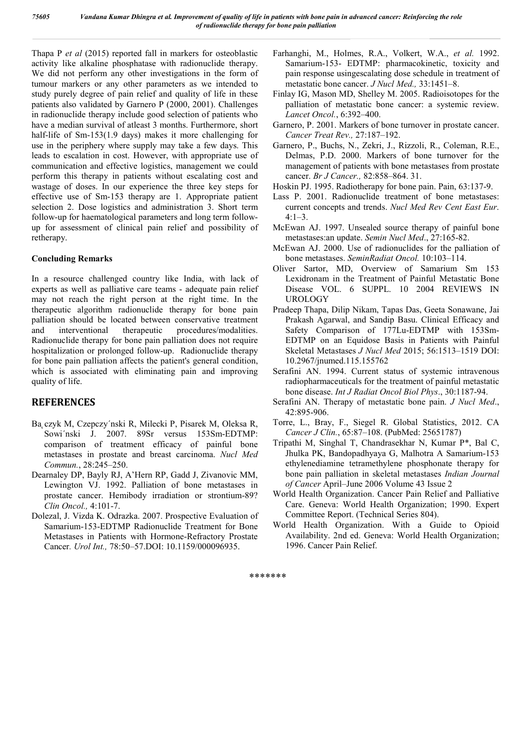Thapa P *et al* (2015) reported fall in markers for osteoblastic activity like alkaline phosphatase with radionuclide therapy. We did not perform any other investigations in the form of tumour markers or any other parameters as we intended to study purely degree of pain relief and quality of life in these patients also validated by Garnero P (2000, 2001). Challenges in radionuclide therapy include good selection of patients who have a median survival of atleast 3 months. Furthermore, short half-life of Sm-153(1.9 days) makes it more challenging for use in the periphery where supply may take a few days. This leads to escalation in cost. However, with appropriate use of communication and effective logistics, management we could perform this therapy in patients without escalating cost and wastage of doses. In our experience the three key steps for effective use of Sm-153 therapy are 1. Appropriate patient selection 2. Dose logistics and administration 3. Short term follow-up for haematological parameters and long term follow-up for assessment of clinical pain relief and possibility of retherapy.

**Concluding Remarks**

In a resource challenged country like India, with lack of experts as well as palliative care teams - adequate pain relief may not reach the right person at the right time. In the therapeutic algorithm radionuclide therapy for bone pain palliation should be located between conservative treatment and interventional therapeutic procedures/modalities. Radionuclide therapy for bone pain palliation does not require hospitalization or prolonged follow-up. Radionuclide therapy for bone pain palliation affects the patient's general condition, which is associated with eliminating pain and improving quality of life.

## REFERENCES

Bączyk M, Czepczyński R, Milecki P, Pisarek M, Oleksa R, Sowiński J. 2007. 89Sr versus 153Sm-EDTMP: comparison of treatment efficacy of painful bone metastases in prostate and breast carcinoma. *Nucl Med Commun.*, 28:245–250.

Dearnaley DP, Bayly RJ, A'Hern RP, Gadd J, Zivanovic MM, Lewington VJ. 1992. Palliation of bone metastases in prostate cancer. Hemibody irradiation or strontium-89? *Clin Oncol.,* 4:101-7.

Dolezal, J. Vizda K. Odrazka. 2007. Prospective Evaluation of Samarium-153-EDTMP Radionuclide Treatment for Bone Metastases in Patients with Hormone-Refractory Prostate Cancer. *Urol Int.,* 78:50–57.DOI: 10.1159/000096935.

Farhanghi, M., Holmes, R.A., Volkert, W.A., *et al.* 1992. Samarium-153- EDTMP: pharmacokinetic, toxicity and pain response usingescalating dose schedule in treatment of metastatic bone cancer. *J Nucl Med.,* 33:1451–8.

Finlay IG, Mason MD, Shelley M. 2005. Radioisotopes for the palliation of metastatic bone cancer: a systemic review. *Lancet Oncol.*, 6:392–400.

Garnero, P. 2001. Markers of bone turnover in prostate cancer. *Cancer Treat Rev.,* 27:187–192.

Garnero, P., Buchs, N., Zekri, J., Rizzoli, R., Coleman, R.E., Delmas, P.D. 2000. Markers of bone turnover for the management of patients with bone metastases from prostate cancer. *Br J Cancer.,* 82:858–864. 31.

Hoskin PJ. 1995. Radiotherapy for bone pain. Pain, 63:137-9.

Lass P. 2001. Radionuclide treatment of bone metastases: current concepts and trends. *Nucl Med Rev Cent East Eur*. 4:1–3.

McEwan AJ. 1997. Unsealed source therapy of painful bone metastases:an update. *Semin Nucl Med*., 27:165-82.

McEwan AJ. 2000. Use of radionuclides for the palliation of bone metastases. *SeminRadiat Oncol.* 10:103–114.

Oliver Sartor, MD, Overview of Samarium Sm 153 Lexidronam in the Treatment of Painful Metastatic Bone Disease VOL. 6 SUPPL. 10 2004 REVIEWS IN UROLOGY

Pradeep Thapa, Dilip Nikam, Tapas Das, Geeta Sonawane, Jai Prakash Agarwal, and Sandip Basu. Clinical Efficacy and Safety Comparison of 177Lu-EDTMP with 153Sm-EDTMP on an Equidose Basis in Patients with Painful Skeletal Metastases *J Nucl Med* 2015; 56:1513–1519 DOI: 10.2967/jnumed.115.155762

Serafini AN. 1994. Current status of systemic intravenous radiopharmaceuticals for the treatment of painful metastatic bone disease. *Int J Radiat Oncol Biol Phys*., 30:1187-94.

Serafini AN. Therapy of metastatic bone pain. *J Nucl Med*., 42:895-906.

Torre, L., Bray, F., Siegel R. Global Statistics, 2012. CA *Cancer J Clin.*, 65:87–108. (PubMed: 25651787)

Tripathi M, Singhal T, Chandrasekhar N, Kumar P*, Bal C, Jhulka PK, Bandopadhyaya G, Malhotra A Samarium-153 ethylenediamine tetramethylene phosphonate therapy for bone pain palliation in skeletal metastases *Indian Journal of Cancer* April–June 2006 Volume 43 Issue 2

World Health Organization. Cancer Pain Relief and Palliative Care. Geneva: World Health Organization; 1990. Expert Committee Report. (Technical Series 804).

World Health Organization. With a Guide to Opioid Availability. 2nd ed. Geneva: World Health Organization; 1996. Cancer Pain Relief.

*******